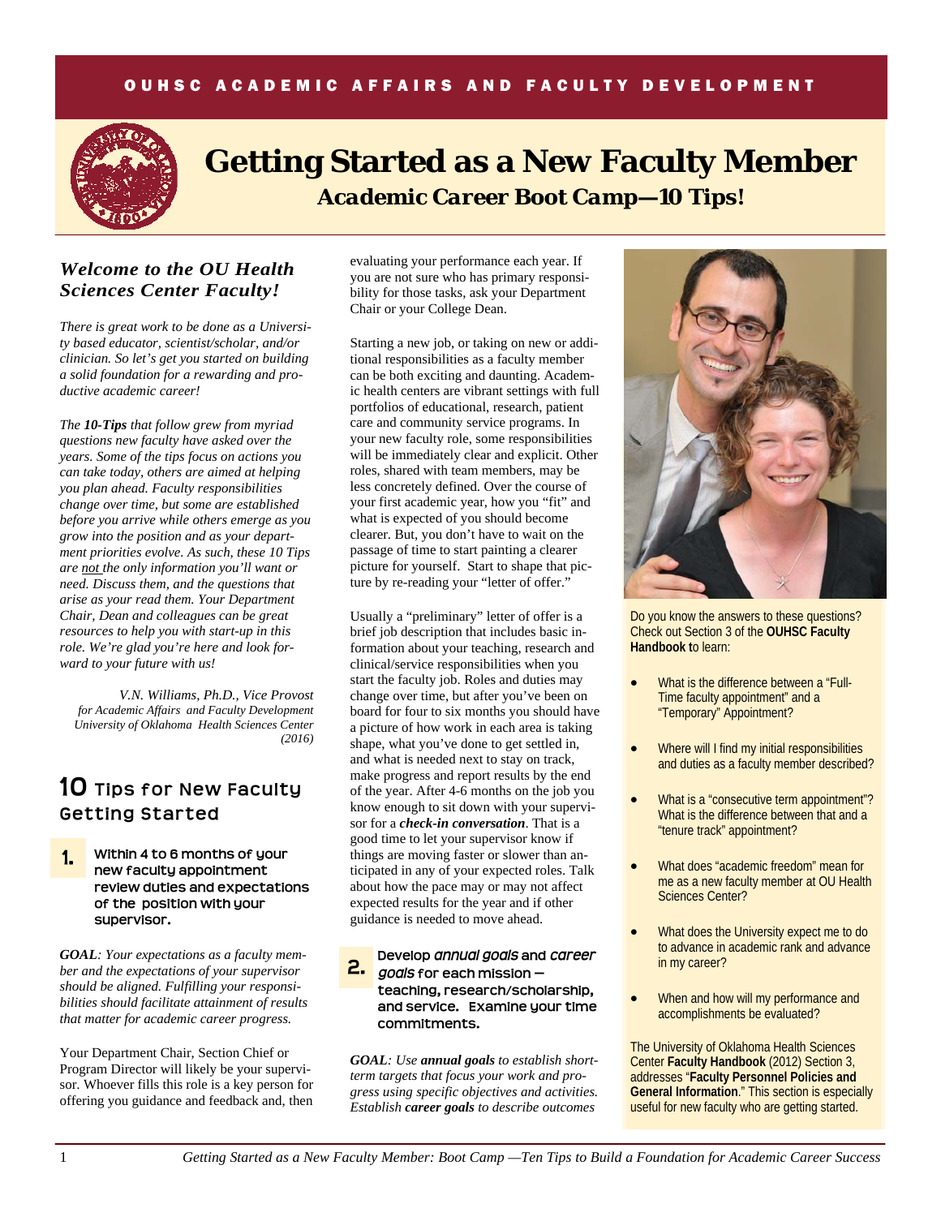OUHSC ACADEMIC AFFAIRS AND FACULTY DEVELOPMENT

# Getting Started as a New Faculty Member

## *Academic Career Boot Camp—10 Tips!*

### *Welcome to the OU Health Sciences Center Faculty!*

*There is great work to be done as a University based educator, scientist/scholar, and/or clinician. So let's get you started on building a solid foundation for a rewarding and productive academic career!*

*The **10-Tips** that follow grew from myriad questions new faculty have asked over the years. Some of the tips focus on actions you can take today, others are aimed at helping you plan ahead. Faculty responsibilities change over time, but some are established before you arrive while others emerge as you grow into the position and as your department priorities evolve. As such, these 10 Tips are not the only information you'll want or need. Discuss them, and the questions that arise as your read them. Your Department Chair, Dean and colleagues can be great resources to help you with start-up in this role. We're glad you're here and look forward to your future with us!*

*V.N. Williams, Ph.D., Vice Provost*
*for Academic Affairs and Faculty Development*
*University of Oklahoma Health Sciences Center*
*(2016)*

## 10 Tips for New Faculty Getting Started

**1. Within 4 to 6 months of your new faculty appointment review duties and expectations of the position with your supervisor.**

***GOAL**: Your expectations as a faculty member and the expectations of your supervisor should be aligned. Fulfilling your responsibilities should facilitate attainment of results that matter for academic career progress.*

Your Department Chair, Section Chief or Program Director will likely be your supervisor. Whoever fills this role is a key person for offering you guidance and feedback and, then evaluating your performance each year. If you are not sure who has primary responsibility for those tasks, ask your Department Chair or your College Dean.

Starting a new job, or taking on new or additional responsibilities as a faculty member can be both exciting and daunting. Academic health centers are vibrant settings with full portfolios of educational, research, patient care and community service programs. In your new faculty role, some responsibilities will be immediately clear and explicit. Other roles, shared with team members, may be less concretely defined. Over the course of your first academic year, how you "fit" and what is expected of you should become clearer. But, you don't have to wait on the passage of time to start painting a clearer picture for yourself. Start to shape that picture by re-reading your "letter of offer."

Usually a "preliminary" letter of offer is a brief job description that includes basic information about your teaching, research and clinical/service responsibilities when you start the faculty job. Roles and duties may change over time, but after you've been on board for four to six months you should have a picture of how work in each area is taking shape, what you've done to get settled in, and what is needed next to stay on track, make progress and report results by the end of the year. After 4-6 months on the job you know enough to sit down with your supervisor for a ***check-in conversation***. That is a good time to let your supervisor know if things are moving faster or slower than anticipated in any of your expected roles. Talk about how the pace may or may not affect expected results for the year and if other guidance is needed to move ahead.

**2. Develop *annual goals* and *career goals* for each mission — teaching, research/scholarship, and service. Examine your time commitments.**

***GOAL**: Use **annual goals** to establish short-term targets that focus your work and progress using specific objectives and activities. Establish **career goals** to describe outcomes*

Do you know the answers to these questions? Check out Section 3 of the **OUHSC Faculty Handbook** to learn:

- What is the difference between a "Full-Time faculty appointment" and a "Temporary" Appointment?
- Where will I find my initial responsibilities and duties as a faculty member described?
- What is a "consecutive term appointment"? What is the difference between that and a "tenure track" appointment?
- What does "academic freedom" mean for me as a new faculty member at OU Health Sciences Center?
- What does the University expect me to do to advance in academic rank and advance in my career?
- When and how will my performance and accomplishments be evaluated?

The University of Oklahoma Health Sciences Center **Faculty Handbook** (2012) Section 3, addresses "**Faculty Personnel Policies and General Information**." This section is especially useful for new faculty who are getting started.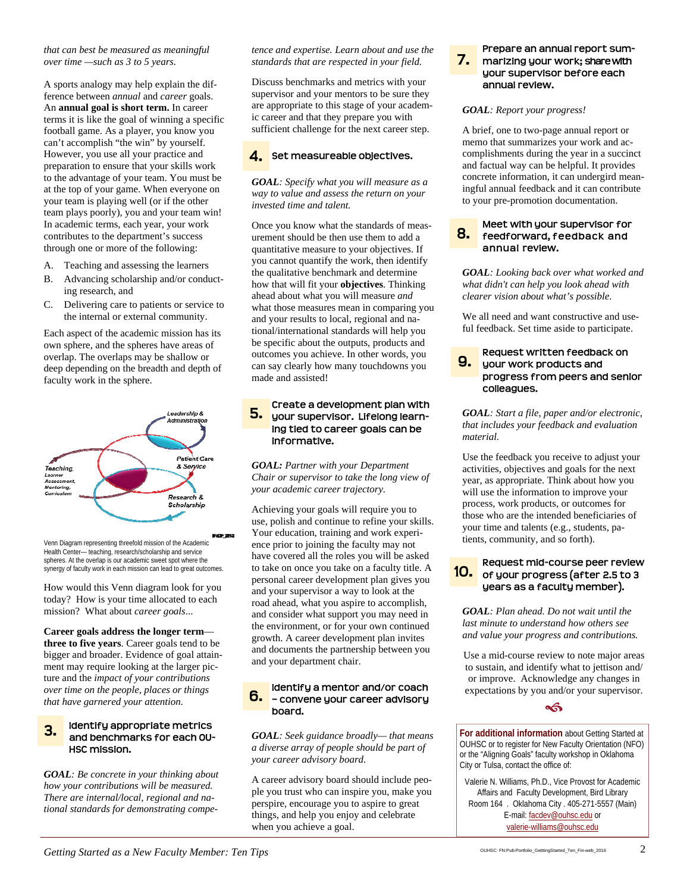*that can best be measured as meaningful over time —such as 3 to 5 years.*

A sports analogy may help explain the difference between *annual* and *career* goals. An **annual goal is short term.** In career terms it is like the goal of winning a specific football game. As a player, you know you can't accomplish "the win" by yourself. However, you use all your practice and preparation to ensure that your skills work to the advantage of your team. You must be at the top of your game. When everyone on your team is playing well (or if the other team plays poorly), you and your team win! In academic terms, each year, your work contributes to the department's success through one or more of the following:

A. Teaching and assessing the learners
B. Advancing scholarship and/or conducting research, and
C. Delivering care to patients or service to the internal or external community.

Each aspect of the academic mission has its own sphere, and the spheres have areas of overlap. The overlaps may be shallow or deep depending on the breadth and depth of faculty work in the sphere.

Leadership & Administration
Patient Care & Service
Teaching, Learner Assessment, Mentoring, Curriculum
Research & Scholarship

Venn Diagram representing threefold mission of the Academic Health Center— teaching, research/scholarship and service spheres. At the overlap is our academic sweet spot where the synergy of faculty work in each mission can lead to great outcomes.

How would this Venn diagram look for you today? How is your time allocated to each mission? What about *career goals*...

**Career goals address the longer term— three to five years**. Career goals tend to be bigger and broader. Evidence of goal attainment may require looking at the larger picture and the *impact of your contributions over time on the people, places or things that have garnered your attention.*

## 3. Identify appropriate metrics and benchmarks for each OU-HSC mission.

***GOAL****: Be concrete in your thinking about how your contributions will be measured. There are internal/local, regional and national standards for demonstrating competence and expertise. Learn about and use the standards that are respected in your field.*

Discuss benchmarks and metrics with your supervisor and your mentors to be sure they are appropriate to this stage of your academic career and that they prepare you with sufficient challenge for the next career step.

## 4. Set measureable objectives.

***GOAL****: Specify what you will measure as a way to value and assess the return on your invested time and talent.*

Once you know what the standards of measurement should be then use them to add a quantitative measure to your objectives. If you cannot quantify the work, then identify the qualitative benchmark and determine how that will fit your **objectives**. Thinking ahead about what you will measure *and* what those measures mean in comparing you and your results to local, regional and national/international standards will help you be specific about the outputs, products and outcomes you achieve. In other words, you can say clearly how many touchdowns you made and assisted!

## 5. Create a development plan with your supervisor. Lifelong learning tied to career goals can be informative.

***GOAL:*** *Partner with your Department Chair or supervisor to take the long view of your academic career trajectory.*

Achieving your goals will require you to use, polish and continue to refine your skills. Your education, training and work experience prior to joining the faculty may not have covered all the roles you will be asked to take on once you take on a faculty title. A personal career development plan gives you and your supervisor a way to look at the road ahead, what you aspire to accomplish, and consider what support you may need in the environment, or for your own continued growth. A career development plan invites and documents the partnership between you and your department chair.

## 6. Identify a mentor and/or coach – convene your career advisory board.

***GOAL****: Seek guidance broadly— that means a diverse array of people should be part of your career advisory board.*

A career advisory board should include people you trust who can inspire you, make you perspire, encourage you to aspire to great things, and help you enjoy and celebrate when you achieve a goal.

## 7. Prepare an annual report summarizing your work; share with your supervisor before each annual review.

***GOAL****: Report your progress!*

A brief, one to two-page annual report or memo that summarizes your work and accomplishments during the year in a succinct and factual way can be helpful. It provides concrete information, it can undergird meaningful annual feedback and it can contribute to your pre-promotion documentation.

## 8. Meet with your supervisor for feedforward, feedback and annual review.

***GOAL****: Looking back over what worked and what didn't can help you look ahead with clearer vision about what's possible.*

We all need and want constructive and useful feedback. Set time aside to participate.

## 9. Request written feedback on your work products and progress from peers and senior colleagues.

***GOAL****: Start a file, paper and/or electronic, that includes your feedback and evaluation material.*

Use the feedback you receive to adjust your activities, objectives and goals for the next year, as appropriate. Think about how you will use the information to improve your process, work products, or outcomes for those who are the intended beneficiaries of your time and talents (e.g., students, patients, community, and so forth).

## 10. Request mid-course peer review of your progress (after 2.5 to 3 years as a faculty member).

***GOAL****: Plan ahead. Do not wait until the last minute to understand how others see and value your progress and contributions.*

Use a mid-course review to note major areas to sustain, and identify what to jettison and/or improve. Acknowledge any changes in expectations by you and/or your supervisor.

**For additional information** about Getting Started at OUHSC or to register for New Faculty Orientation (NFO) or the "Aligning Goals" faculty workshop in Oklahoma City or Tulsa, contact the office of:

Valerie N. Williams, Ph.D., Vice Provost for Academic Affairs and Faculty Development, Bird Library Room 164 . Oklahoma City . 405-271-5557 (Main) E-mail: facdev@ouhsc.edu or valerie-williams@ouhsc.edu